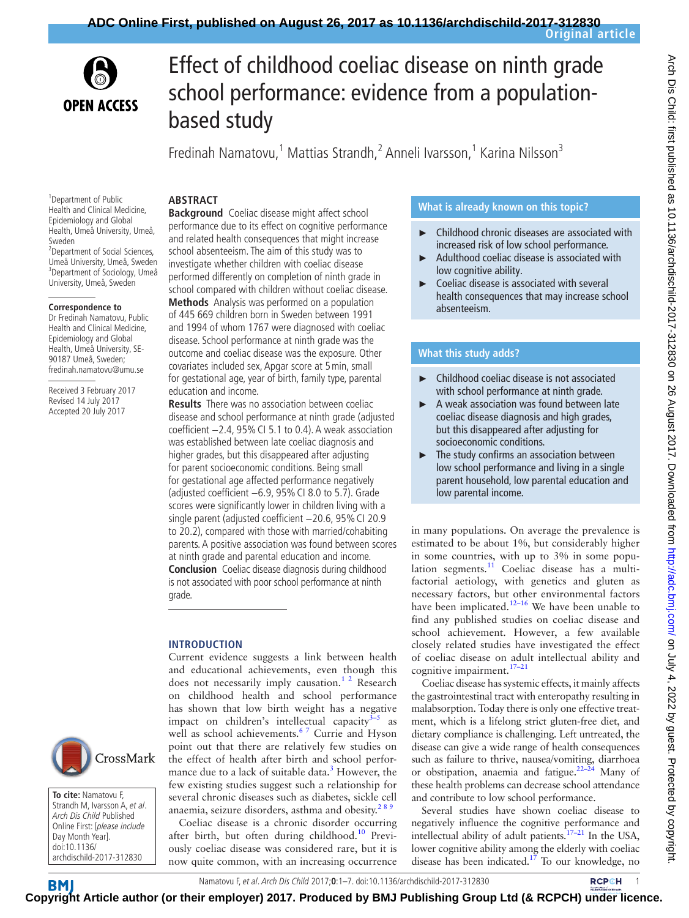# Effect of childhood coeliac disease on ninth grade school performance: evidence from a population-based study

Fredinah Namatovu,[1] Mattias Strandh,[2] Anneli Ivarsson,[1] Karina Nilsson[3]

[1]Department of Public Health and Clinical Medicine, Epidemiology and Global Health, Umeå University, Umeå, Sweden
[2]Department of Social Sciences, Umeå University, Umeå, Sweden
[3]Department of Sociology, Umeå University, Umeå, Sweden

**Correspondence to**
Dr Fredinah Namatovu, Public Health and Clinical Medicine, Epidemiology and Global Health, Umeå University, SE-90187 Umeå, Sweden; fredinah.namatovu@umu.se

Received 3 February 2017
Revised 14 July 2017
Accepted 20 July 2017

**To cite:** Namatovu F, Strandh M, Ivarsson A, *et al*. *Arch Dis Child* Published Online First: [*please include* Day Month Year]. doi:10.1136/archdischild-2017-312830

## ABSTRACT

**Background** Coeliac disease might affect school performance due to its effect on cognitive performance and related health consequences that might increase school absenteeism. The aim of this study was to investigate whether children with coeliac disease performed differently on completion of ninth grade in school compared with children without coeliac disease.

**Methods** Analysis was performed on a population of 445 669 children born in Sweden between 1991 and 1994 of whom 1767 were diagnosed with coeliac disease. School performance at ninth grade was the outcome and coeliac disease was the exposure. Other covariates included sex, Apgar score at 5 min, small for gestational age, year of birth, family type, parental education and income.

**Results** There was no association between coeliac disease and school performance at ninth grade (adjusted coefficient −2.4, 95% CI 5.1 to 0.4). A weak association was established between late coeliac diagnosis and higher grades, but this disappeared after adjusting for parent socioeconomic conditions. Being small for gestational age affected performance negatively (adjusted coefficient −6.9, 95% CI 8.0 to 5.7). Grade scores were significantly lower in children living with a single parent (adjusted coefficient −20.6, 95% CI 20.9 to 20.2), compared with those with married/cohabiting parents. A positive association was found between scores at ninth grade and parental education and income.

**Conclusion** Coeliac disease diagnosis during childhood is not associated with poor school performance at ninth grade.

### What is already known on this topic?

- Childhood chronic diseases are associated with increased risk of low school performance.
- Adulthood coeliac disease is associated with low cognitive ability.
- Coeliac disease is associated with several health consequences that may increase school absenteeism.

### What this study adds?

- Childhood coeliac disease is not associated with school performance at ninth grade.
- A weak association was found between late coeliac disease diagnosis and high grades, but this disappeared after adjusting for socioeconomic conditions.
- The study confirms an association between low school performance and living in a single parent household, low parental education and low parental income.

## INTRODUCTION

Current evidence suggests a link between health and educational achievements, even though this does not necessarily imply causation.[1 2] Research on childhood health and school performance has shown that low birth weight has a negative impact on children's intellectual capacity[3–5] as well as school achievements.[6 7] Currie and Hyson point out that there are relatively few studies on the effect of health after birth and school performance due to a lack of suitable data.[3] However, the few existing studies suggest such a relationship for several chronic diseases such as diabetes, sickle cell anaemia, seizure disorders, asthma and obesity.[2 8 9]

Coeliac disease is a chronic disorder occurring after birth, but often during childhood.[10] Previously coeliac disease was considered rare, but it is now quite common, with an increasing occurrence in many populations. On average the prevalence is estimated to be about 1%, but considerably higher in some countries, with up to 3% in some population segments.[11] Coeliac disease has a multifactorial aetiology, with genetics and gluten as necessary factors, but other environmental factors have been implicated.[12–16] We have been unable to find any published studies on coeliac disease and school achievement. However, a few available closely related studies have investigated the effect of coeliac disease on adult intellectual ability and cognitive impairment.[17–21]

Coeliac disease has systemic effects, it mainly affects the gastrointestinal tract with enteropathy resulting in malabsorption. Today there is only one effective treatment, which is a lifelong strict gluten-free diet, and dietary compliance is challenging. Left untreated, the disease can give a wide range of health consequences such as failure to thrive, nausea/vomiting, diarrhoea or obstipation, anaemia and fatigue.[22–24] Many of these health problems can decrease school attendance and contribute to low school performance.

Several studies have shown coeliac disease to negatively influence the cognitive performance and intellectual ability of adult patients.[17–21] In the USA, lower cognitive ability among the elderly with coeliac disease has been indicated.[17] To our knowledge, no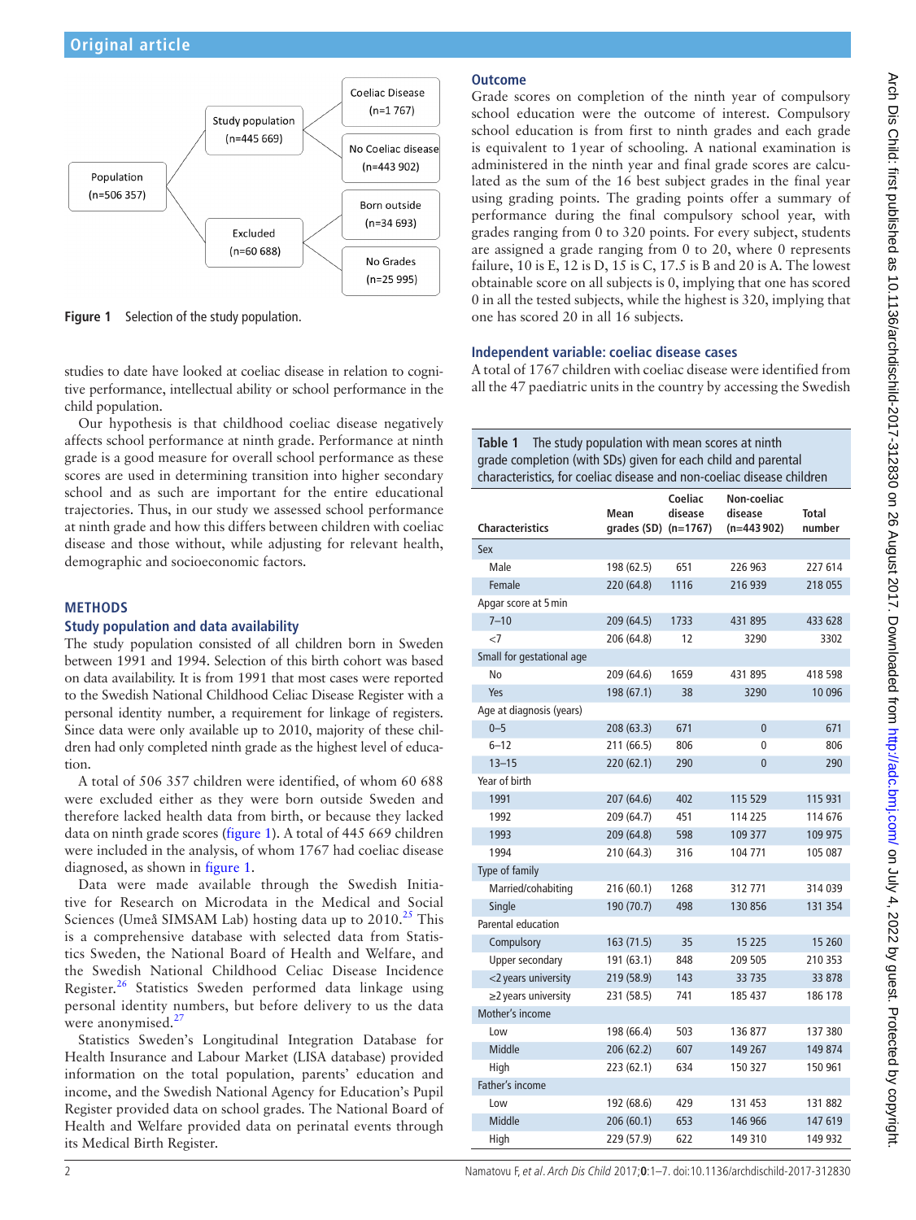Figure 1 Selection of the study population.

studies to date have looked at coeliac disease in relation to cognitive performance, intellectual ability or school performance in the child population.

Our hypothesis is that childhood coeliac disease negatively affects school performance at ninth grade. Performance at ninth grade is a good measure for overall school performance as these scores are used in determining transition into higher secondary school and as such are important for the entire educational trajectories. Thus, in our study we assessed school performance at ninth grade and how this differs between children with coeliac disease and those without, while adjusting for relevant health, demographic and socioeconomic factors.

## METHODS

### Study population and data availability

The study population consisted of all children born in Sweden between 1991 and 1994. Selection of this birth cohort was based on data availability. It is from 1991 that most cases were reported to the Swedish National Childhood Celiac Disease Register with a personal identity number, a requirement for linkage of registers. Since data were only available up to 2010, majority of these children had only completed ninth grade as the highest level of education.

A total of 506 357 children were identified, of whom 60 688 were excluded either as they were born outside Sweden and therefore lacked health data from birth, or because they lacked data on ninth grade scores (figure 1). A total of 445 669 children were included in the analysis, of whom 1767 had coeliac disease diagnosed, as shown in figure 1.

Data were made available through the Swedish Initiative for Research on Microdata in the Medical and Social Sciences (Umeå SIMSAM Lab) hosting data up to 2010.[25] This is a comprehensive database with selected data from Statistics Sweden, the National Board of Health and Welfare, and the Swedish National Childhood Celiac Disease Incidence Register.[26] Statistics Sweden performed data linkage using personal identity numbers, but before delivery to us the data were anonymised.[27]

Statistics Sweden's Longitudinal Integration Database for Health Insurance and Labour Market (LISA database) provided information on the total population, parents' education and income, and the Swedish National Agency for Education's Pupil Register provided data on school grades. The National Board of Health and Welfare provided data on perinatal events through its Medical Birth Register.

### Outcome

Grade scores on completion of the ninth year of compulsory school education were the outcome of interest. Compulsory school education is from first to ninth grades and each grade is equivalent to 1 year of schooling. A national examination is administered in the ninth year and final grade scores are calculated as the sum of the 16 best subject grades in the final year using grading points. The grading points offer a summary of performance during the final compulsory school year, with grades ranging from 0 to 320 points. For every subject, students are assigned a grade ranging from 0 to 20, where 0 represents failure, 10 is E, 12 is D, 15 is C, 17.5 is B and 20 is A. The lowest obtainable score on all subjects is 0, implying that one has scored 0 in all the tested subjects, while the highest is 320, implying that one has scored 20 in all 16 subjects.

### Independent variable: coeliac disease cases

A total of 1767 children with coeliac disease were identified from all the 47 paediatric units in the country by accessing the Swedish

**Table 1** The study population with mean scores at ninth grade completion (with SDs) given for each child and parental characteristics, for coeliac disease and non-coeliac disease children

| Characteristics | Mean grades (SD) | Coeliac disease (n=1767) | Non-coeliac disease (n=443 902) | Total number |
|---|---|---|---|---|
| Sex | | | | |
| Male | 198 (62.5) | 651 | 226 963 | 227 614 |
| Female | 220 (64.8) | 1116 | 216 939 | 218 055 |
| Apgar score at 5 min | | | | |
| 7–10 | 209 (64.5) | 1733 | 431 895 | 433 628 |
| <7 | 206 (64.8) | 12 | 3290 | 3302 |
| Small for gestational age | | | | |
| No | 209 (64.6) | 1659 | 431 895 | 418 598 |
| Yes | 198 (67.1) | 38 | 3290 | 10 096 |
| Age at diagnosis (years) | | | | |
| 0–5 | 208 (63.3) | 671 | 0 | 671 |
| 6–12 | 211 (66.5) | 806 | 0 | 806 |
| 13–15 | 220 (62.1) | 290 | 0 | 290 |
| Year of birth | | | | |
| 1991 | 207 (64.6) | 402 | 115 529 | 115 931 |
| 1992 | 209 (64.7) | 451 | 114 225 | 114 676 |
| 1993 | 209 (64.8) | 598 | 109 377 | 109 975 |
| 1994 | 210 (64.3) | 316 | 104 771 | 105 087 |
| Type of family | | | | |
| Married/cohabiting | 216 (60.1) | 1268 | 312 771 | 314 039 |
| Single | 190 (70.7) | 498 | 130 856 | 131 354 |
| Parental education | | | | |
| Compulsory | 163 (71.5) | 35 | 15 225 | 15 260 |
| Upper secondary | 191 (63.1) | 848 | 209 505 | 210 353 |
| <2 years university | 219 (58.9) | 143 | 33 735 | 33 878 |
| ≥2 years university | 231 (58.5) | 741 | 185 437 | 186 178 |
| Mother's income | | | | |
| Low | 198 (66.4) | 503 | 136 877 | 137 380 |
| Middle | 206 (62.2) | 607 | 149 267 | 149 874 |
| High | 223 (62.1) | 634 | 150 327 | 150 961 |
| Father's income | | | | |
| Low | 192 (68.6) | 429 | 131 453 | 131 882 |
| Middle | 206 (60.1) | 653 | 146 966 | 147 619 |
| High | 229 (57.9) | 622 | 149 310 | 149 932 |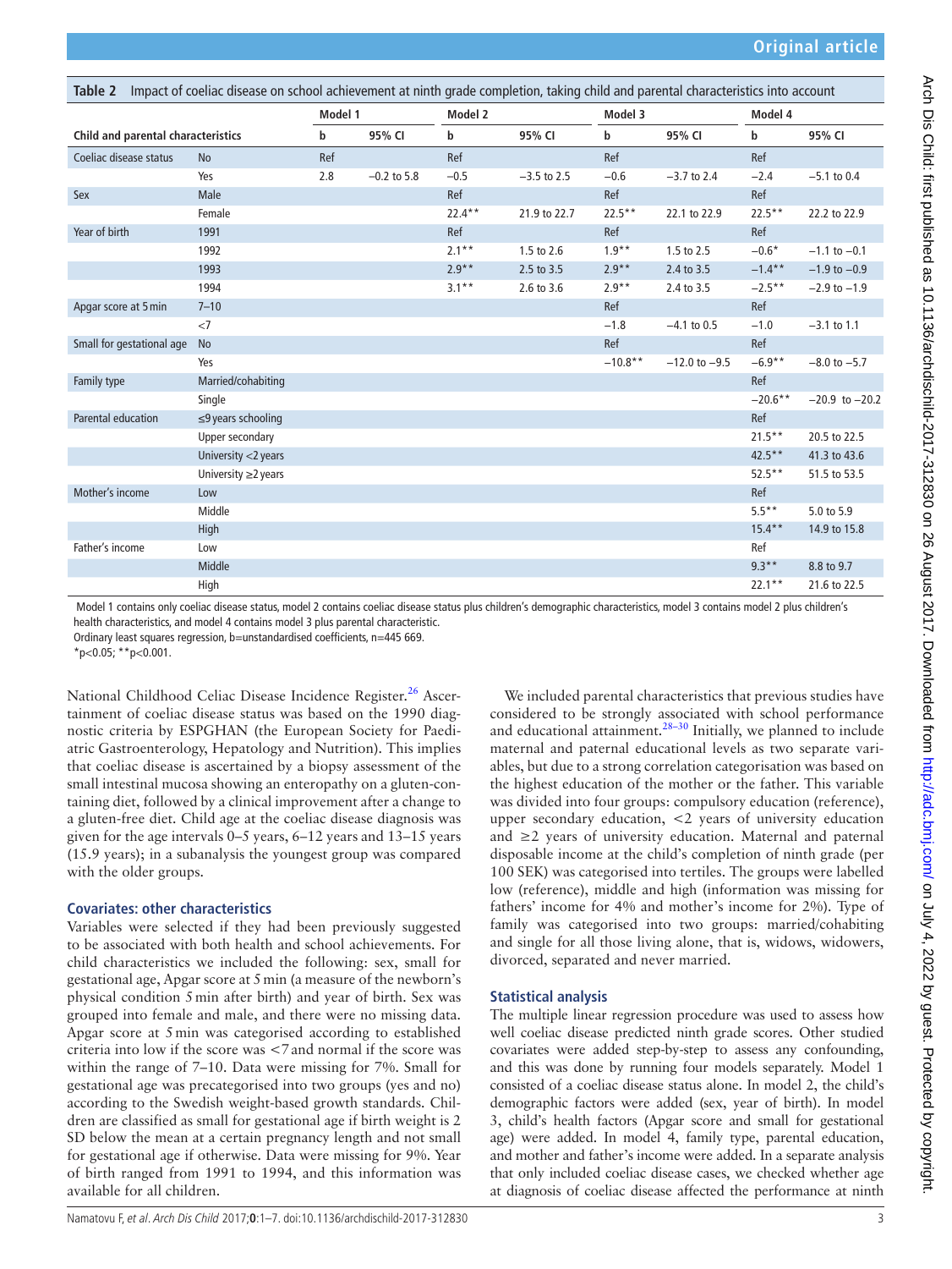**Table 2** Impact of coeliac disease on school achievement at ninth grade completion, taking child and parental characteristics into account

| Child and parental characteristics | | Model 1 b | Model 1 95% CI | Model 2 b | Model 2 95% CI | Model 3 b | Model 3 95% CI | Model 4 b | Model 4 95% CI |
|---|---|---|---|---|---|---|---|---|---|
| Coeliac disease status | No | Ref | | Ref | | Ref | | Ref | |
| | Yes | 2.8 | −0.2 to 5.8 | −0.5 | −3.5 to 2.5 | −0.6 | −3.7 to 2.4 | −2.4 | −5.1 to 0.4 |
| Sex | Male | | | Ref | | Ref | | Ref | |
| | Female | | | 22.4** | 21.9 to 22.7 | 22.5** | 22.1 to 22.9 | 22.5** | 22.2 to 22.9 |
| Year of birth | 1991 | | | Ref | | Ref | | Ref | |
| | 1992 | | | 2.1** | 1.5 to 2.6 | 1.9** | 1.5 to 2.5 | −0.6* | −1.1 to −0.1 |
| | 1993 | | | 2.9** | 2.5 to 3.5 | 2.9** | 2.4 to 3.5 | −1.4** | −1.9 to −0.9 |
| | 1994 | | | 3.1** | 2.6 to 3.6 | 2.9** | 2.4 to 3.5 | −2.5** | −2.9 to −1.9 |
| Apgar score at 5 min | 7–10 | | | | | Ref | | Ref | |
| | <7 | | | | | −1.8 | −4.1 to 0.5 | −1.0 | −3.1 to 1.1 |
| Small for gestational age | No | | | | | Ref | | Ref | |
| | Yes | | | | | −10.8** | −12.0 to −9.5 | −6.9** | −8.0 to −5.7 |
| Family type | Married/cohabiting | | | | | | | Ref | |
| | Single | | | | | | | −20.6** | −20.9 to −20.2 |
| Parental education | ≤9 years schooling | | | | | | | Ref | |
| | Upper secondary | | | | | | | 21.5** | 20.5 to 22.5 |
| | University <2 years | | | | | | | 42.5** | 41.3 to 43.6 |
| | University ≥2 years | | | | | | | 52.5** | 51.5 to 53.5 |
| Mother's income | Low | | | | | | | Ref | |
| | Middle | | | | | | | 5.5** | 5.0 to 5.9 |
| | High | | | | | | | 15.4** | 14.9 to 15.8 |
| Father's income | Low | | | | | | | Ref | |
| | Middle | | | | | | | 9.3** | 8.8 to 9.7 |
| | High | | | | | | | 22.1** | 21.6 to 22.5 |

Model 1 contains only coeliac disease status, model 2 contains coeliac disease status plus children's demographic characteristics, model 3 contains model 2 plus children's health characteristics, and model 4 contains model 3 plus parental characteristic.
Ordinary least squares regression, b=unstandardised coefficients, n=445 669.
*p<0.05; **p<0.001.

National Childhood Celiac Disease Incidence Register.[26] Ascertainment of coeliac disease status was based on the 1990 diagnostic criteria by ESPGHAN (the European Society for Paediatric Gastroenterology, Hepatology and Nutrition). This implies that coeliac disease is ascertained by a biopsy assessment of the small intestinal mucosa showing an enteropathy on a gluten-containing diet, followed by a clinical improvement after a change to a gluten-free diet. Child age at the coeliac disease diagnosis was given for the age intervals 0–5 years, 6–12 years and 13–15 years (15.9 years); in a subanalysis the youngest group was compared with the older groups.

### Covariates: other characteristics

Variables were selected if they had been previously suggested to be associated with both health and school achievements. For child characteristics we included the following: sex, small for gestational age, Apgar score at 5 min (a measure of the newborn's physical condition 5 min after birth) and year of birth. Sex was grouped into female and male, and there were no missing data. Apgar score at 5 min was categorised according to established criteria into low if the score was <7 and normal if the score was within the range of 7–10. Data were missing for 7%. Small for gestational age was precategorised into two groups (yes and no) according to the Swedish weight-based growth standards. Children are classified as small for gestational age if birth weight is 2 SD below the mean at a certain pregnancy length and not small for gestational age if otherwise. Data were missing for 9%. Year of birth ranged from 1991 to 1994, and this information was available for all children.

We included parental characteristics that previous studies have considered to be strongly associated with school performance and educational attainment.[28–30] Initially, we planned to include maternal and paternal educational levels as two separate variables, but due to a strong correlation categorisation was based on the highest education of the mother or the father. This variable was divided into four groups: compulsory education (reference), upper secondary education, <2 years of university education and ≥2 years of university education. Maternal and paternal disposable income at the child's completion of ninth grade (per 100 SEK) was categorised into tertiles. The groups were labelled low (reference), middle and high (information was missing for fathers' income for 4% and mother's income for 2%). Type of family was categorised into two groups: married/cohabiting and single for all those living alone, that is, widows, widowers, divorced, separated and never married.

### Statistical analysis

The multiple linear regression procedure was used to assess how well coeliac disease predicted ninth grade scores. Other studied covariates were added step-by-step to assess any confounding, and this was done by running four models separately. Model 1 consisted of a coeliac disease status alone. In model 2, the child's demographic factors were added (sex, year of birth). In model 3, child's health factors (Apgar score and small for gestational age) were added. In model 4, family type, parental education, and mother and father's income were added. In a separate analysis that only included coeliac disease cases, we checked whether age at diagnosis of coeliac disease affected the performance at ninth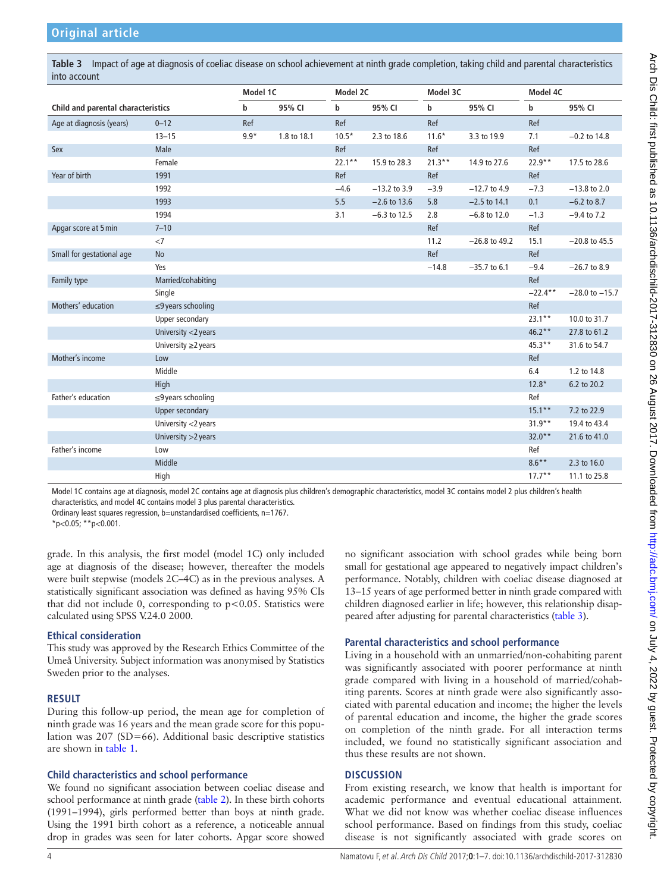**Table 3** Impact of age at diagnosis of coeliac disease on school achievement at ninth grade completion, taking child and parental characteristics into account

| Child and parental characteristics | | Model 1C | | Model 2C | | Model 3C | | Model 4C | |
|---|---|---|---|---|---|---|---|---|---|
| | | b | 95% CI | b | 95% CI | b | 95% CI | b | 95% CI |
| Age at diagnosis (years) | 0–12 | Ref | | Ref | | Ref | | Ref | |
| | 13–15 | 9.9* | 1.8 to 18.1 | 10.5* | 2.3 to 18.6 | 11.6* | 3.3 to 19.9 | 7.1 | −0.2 to 14.8 |
| Sex | Male | | | Ref | | Ref | | Ref | |
| | Female | | | 22.1** | 15.9 to 28.3 | 21.3** | 14.9 to 27.6 | 22.9** | 17.5 to 28.6 |
| Year of birth | 1991 | | | Ref | | Ref | | Ref | |
| | 1992 | | | −4.6 | −13.2 to 3.9 | −3.9 | −12.7 to 4.9 | −7.3 | −13.8 to 2.0 |
| | 1993 | | | 5.5 | −2.6 to 13.6 | 5.8 | −2.5 to 14.1 | 0.1 | −6.2 to 8.7 |
| | 1994 | | | 3.1 | −6.3 to 12.5 | 2.8 | −6.8 to 12.0 | −1.3 | −9.4 to 7.2 |
| Apgar score at 5 min | 7–10 | | | | | Ref | | Ref | |
| | <7 | | | | | 11.2 | −26.8 to 49.2 | 15.1 | −20.8 to 45.5 |
| Small for gestational age | No | | | | | Ref | | Ref | |
| | Yes | | | | | −14.8 | −35.7 to 6.1 | −9.4 | −26.7 to 8.9 |
| Family type | Married/cohabiting | | | | | | | Ref | |
| | Single | | | | | | | −22.4** | −28.0 to −15.7 |
| Mothers' education | ≤9 years schooling | | | | | | | Ref | |
| | Upper secondary | | | | | | | 23.1** | 10.0 to 31.7 |
| | University <2 years | | | | | | | 46.2** | 27.8 to 61.2 |
| | University ≥2 years | | | | | | | 45.3** | 31.6 to 54.7 |
| Mother's income | Low | | | | | | | Ref | |
| | Middle | | | | | | | 6.4 | 1.2 to 14.8 |
| | High | | | | | | | 12.8* | 6.2 to 20.2 |
| Father's education | ≤9 years schooling | | | | | | | Ref | |
| | Upper secondary | | | | | | | 15.1** | 7.2 to 22.9 |
| | University <2 years | | | | | | | 31.9** | 19.4 to 43.4 |
| | University >2 years | | | | | | | 32.0** | 21.6 to 41.0 |
| Father's income | Low | | | | | | | Ref | |
| | Middle | | | | | | | 8.6** | 2.3 to 16.0 |
| | High | | | | | | | 17.7** | 11.1 to 25.8 |

Model 1C contains age at diagnosis, model 2C contains age at diagnosis plus children's demographic characteristics, model 3C contains model 2 plus children's health characteristics, and model 4C contains model 3 plus parental characteristics.
Ordinary least squares regression, b=unstandardised coefficients, n=1767.
*p<0.05; **p<0.001.

grade. In this analysis, the first model (model 1C) only included age at diagnosis of the disease; however, thereafter the models were built stepwise (models 2C–4C) as in the previous analyses. A statistically significant association was defined as having 95% CIs that did not include 0, corresponding to $p<0.05$. Statistics were calculated using SPSS V.24.0 2000.

## Ethical consideration

This study was approved by the Research Ethics Committee of the Umeå University. Subject information was anonymised by Statistics Sweden prior to the analyses.

## RESULT

During this follow-up period, the mean age for completion of ninth grade was 16 years and the mean grade score for this population was 207 (SD=66). Additional basic descriptive statistics are shown in table 1.

## Child characteristics and school performance

We found no significant association between coeliac disease and school performance at ninth grade (table 2). In these birth cohorts (1991–1994), girls performed better than boys at ninth grade. Using the 1991 birth cohort as a reference, a noticeable annual drop in grades was seen for later cohorts. Apgar score showed no significant association with school grades while being born small for gestational age appeared to negatively impact children's performance. Notably, children with coeliac disease diagnosed at 13–15 years of age performed better in ninth grade compared with children diagnosed earlier in life; however, this relationship disappeared after adjusting for parental characteristics (table 3).

## Parental characteristics and school performance

Living in a household with an unmarried/non-cohabiting parent was significantly associated with poorer performance at ninth grade compared with living in a household of married/cohabiting parents. Scores at ninth grade were also significantly associated with parental education and income; the higher the levels of parental education and income, the higher the grade scores on completion of the ninth grade. For all interaction terms included, we found no statistically significant association and thus these results are not shown.

## DISCUSSION

From existing research, we know that health is important for academic performance and eventual educational attainment. What we did not know was whether coeliac disease influences school performance. Based on findings from this study, coeliac disease is not significantly associated with grade scores on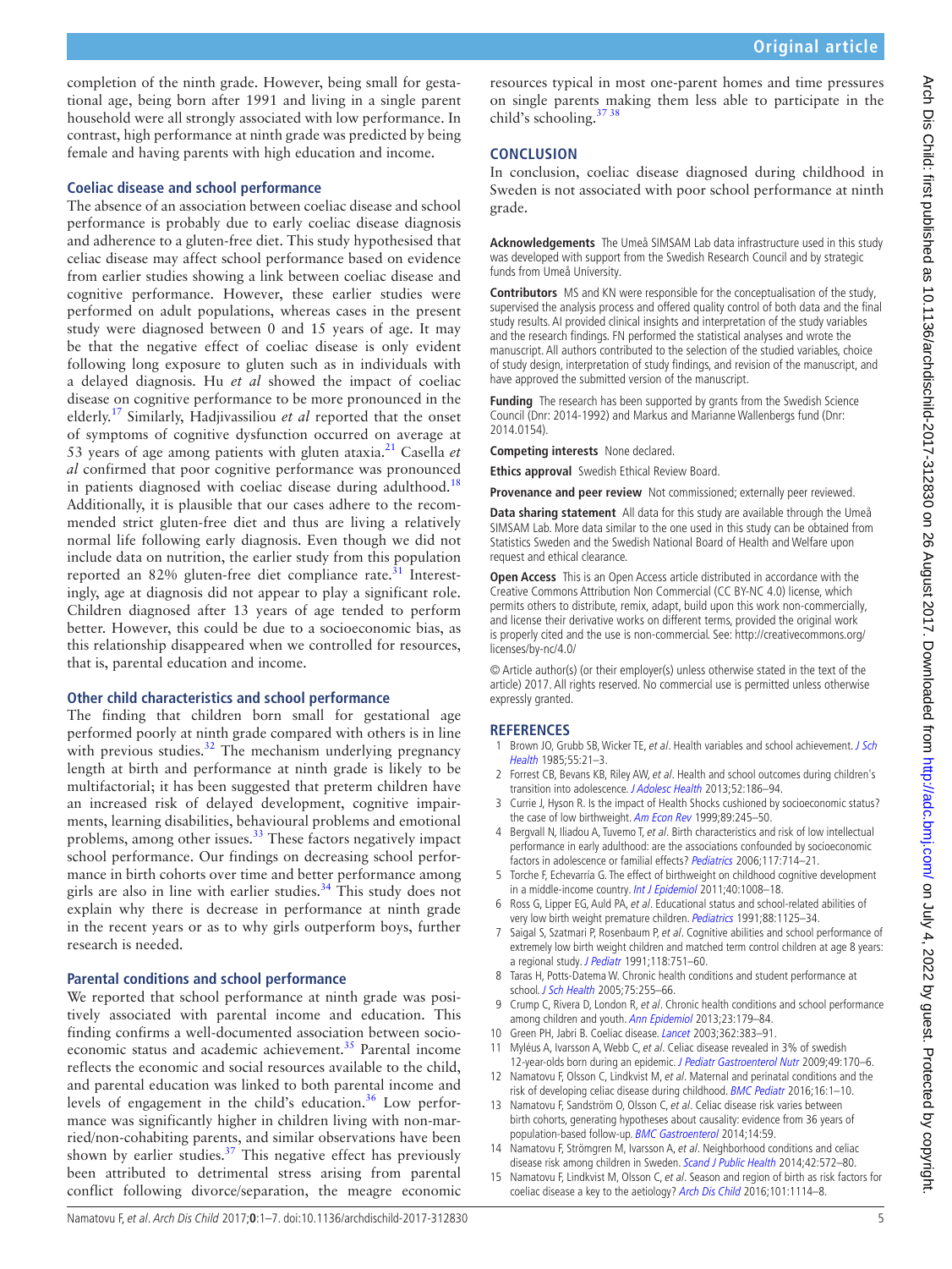completion of the ninth grade. However, being small for gestational age, being born after 1991 and living in a single parent household were all strongly associated with low performance. In contrast, high performance at ninth grade was predicted by being female and having parents with high education and income.

### Coeliac disease and school performance

The absence of an association between coeliac disease and school performance is probably due to early coeliac disease diagnosis and adherence to a gluten-free diet. This study hypothesised that celiac disease may affect school performance based on evidence from earlier studies showing a link between coeliac disease and cognitive performance. However, these earlier studies were performed on adult populations, whereas cases in the present study were diagnosed between 0 and 15 years of age. It may be that the negative effect of coeliac disease is only evident following long exposure to gluten such as in individuals with a delayed diagnosis. Hu *et al* showed the impact of coeliac disease on cognitive performance to be more pronounced in the elderly.[17] Similarly, Hadjivassiliou *et al* reported that the onset of symptoms of cognitive dysfunction occurred on average at 53 years of age among patients with gluten ataxia.[21] Casella *et al* confirmed that poor cognitive performance was pronounced in patients diagnosed with coeliac disease during adulthood.[18] Additionally, it is plausible that our cases adhere to the recommended strict gluten-free diet and thus are living a relatively normal life following early diagnosis. Even though we did not include data on nutrition, the earlier study from this population reported an 82% gluten-free diet compliance rate.[31] Interestingly, age at diagnosis did not appear to play a significant role. Children diagnosed after 13 years of age tended to perform better. However, this could be due to a socioeconomic bias, as this relationship disappeared when we controlled for resources, that is, parental education and income.

### Other child characteristics and school performance

The finding that children born small for gestational age performed poorly at ninth grade compared with others is in line with previous studies.[32] The mechanism underlying pregnancy length at birth and performance at ninth grade is likely to be multifactorial; it has been suggested that preterm children have an increased risk of delayed development, cognitive impairments, learning disabilities, behavioural problems and emotional problems, among other issues.[33] These factors negatively impact school performance. Our findings on decreasing school performance in birth cohorts over time and better performance among girls are also in line with earlier studies.[34] This study does not explain why there is decrease in performance at ninth grade in the recent years or as to why girls outperform boys, further research is needed.

### Parental conditions and school performance

We reported that school performance at ninth grade was positively associated with parental income and education. This finding confirms a well-documented association between socioeconomic status and academic achievement.[35] Parental income reflects the economic and social resources available to the child, and parental education was linked to both parental income and levels of engagement in the child's education.[36] Low performance was significantly higher in children living with non-married/non-cohabiting parents, and similar observations have been shown by earlier studies.[37] This negative effect has previously been attributed to detrimental stress arising from parental conflict following divorce/separation, the meagre economic resources typical in most one-parent homes and time pressures on single parents making them less able to participate in the child's schooling.[37,38]

## CONCLUSION

In conclusion, coeliac disease diagnosed during childhood in Sweden is not associated with poor school performance at ninth grade.

**Acknowledgements** The Umeå SIMSAM Lab data infrastructure used in this study was developed with support from the Swedish Research Council and by strategic funds from Umeå University.

**Contributors** MS and KN were responsible for the conceptualisation of the study, supervised the analysis process and offered quality control of both data and the final study results. AI provided clinical insights and interpretation of the study variables and the research findings. FN performed the statistical analyses and wrote the manuscript. All authors contributed to the selection of the studied variables, choice of study design, interpretation of study findings, and revision of the manuscript, and have approved the submitted version of the manuscript.

**Funding** The research has been supported by grants from the Swedish Science Council (Dnr: 2014-1992) and Markus and Marianne Wallenbergs fund (Dnr: 2014.0154).

**Competing interests** None declared.

**Ethics approval** Swedish Ethical Review Board.

**Provenance and peer review** Not commissioned; externally peer reviewed.

**Data sharing statement** All data for this study are available through the Umeå SIMSAM Lab. More data similar to the one used in this study can be obtained from Statistics Sweden and the Swedish National Board of Health and Welfare upon request and ethical clearance.

**Open Access** This is an Open Access article distributed in accordance with the Creative Commons Attribution Non Commercial (CC BY-NC 4.0) license, which permits others to distribute, remix, adapt, build upon this work non-commercially, and license their derivative works on different terms, provided the original work is properly cited and the use is non-commercial. See: http://creativecommons.org/licenses/by-nc/4.0/

© Article author(s) (or their employer(s)) unless otherwise stated in the text of the article) 2017. All rights reserved. No commercial use is permitted unless otherwise expressly granted.

## REFERENCES

1. Brown JO, Grubb SB, Wicker TE, *et al*. Health variables and school achievement. *J Sch Health* 1985;55:21–3.
2. Forrest CB, Bevans KB, Riley AW, *et al*. Health and school outcomes during children's transition into adolescence. *J Adolesc Health* 2013;52:186–94.
3. Currie J, Hyson R. Is the impact of Health Shocks cushioned by socioeconomic status? the case of low birthweight. *Am Econ Rev* 1999;89:245–50.
4. Bergvall N, Iliadou A, Tuvemo T, *et al*. Birth characteristics and risk of low intellectual performance in early adulthood: are the associations confounded by socioeconomic factors in adolescence or familial effects? *Pediatrics* 2006;117:714–21.
5. Torche F, Echevarría G. The effect of birthweight on childhood cognitive development in a middle-income country. *Int J Epidemiol* 2011;40:1008–18.
6. Ross G, Lipper EG, Auld PA, *et al*. Educational status and school-related abilities of very low birth weight premature children. *Pediatrics* 1991;88:1125–34.
7. Saigal S, Szatmari P, Rosenbaum P, *et al*. Cognitive abilities and school performance of extremely low birth weight children and matched term control children at age 8 years: a regional study. *J Pediatr* 1991;118:751–60.
8. Taras H, Potts-Datema W. Chronic health conditions and student performance at school. *J Sch Health* 2005;75:255–66.
9. Crump C, Rivera D, London R, *et al*. Chronic health conditions and school performance among children and youth. *Ann Epidemiol* 2013;23:179–84.
10. Green PH, Jabri B. Coeliac disease. *Lancet* 2003;362:383–91.
11. Myléus A, Ivarsson A, Webb C, *et al*. Celiac disease revealed in 3% of swedish 12-year-olds born during an epidemic. *J Pediatr Gastroenterol Nutr* 2009;49:170–6.
12. Namatovu F, Olsson C, Lindkvist M, *et al*. Maternal and perinatal conditions and the risk of developing celiac disease during childhood. *BMC Pediatr* 2016;16:1–10.
13. Namatovu F, Sandström O, Olsson C, *et al*. Celiac disease risk varies between birth cohorts, generating hypotheses about causality: evidence from 36 years of population-based follow-up. *BMC Gastroenterol* 2014;14:59.
14. Namatovu F, Strömgren M, Ivarsson A, *et al*. Neighborhood conditions and celiac disease risk among children in Sweden. *Scand J Public Health* 2014;42:572–80.
15. Namatovu F, Lindkvist M, Olsson C, *et al*. Season and region of birth as risk factors for coeliac disease a key to the aetiology? *Arch Dis Child* 2016;101:1114–8.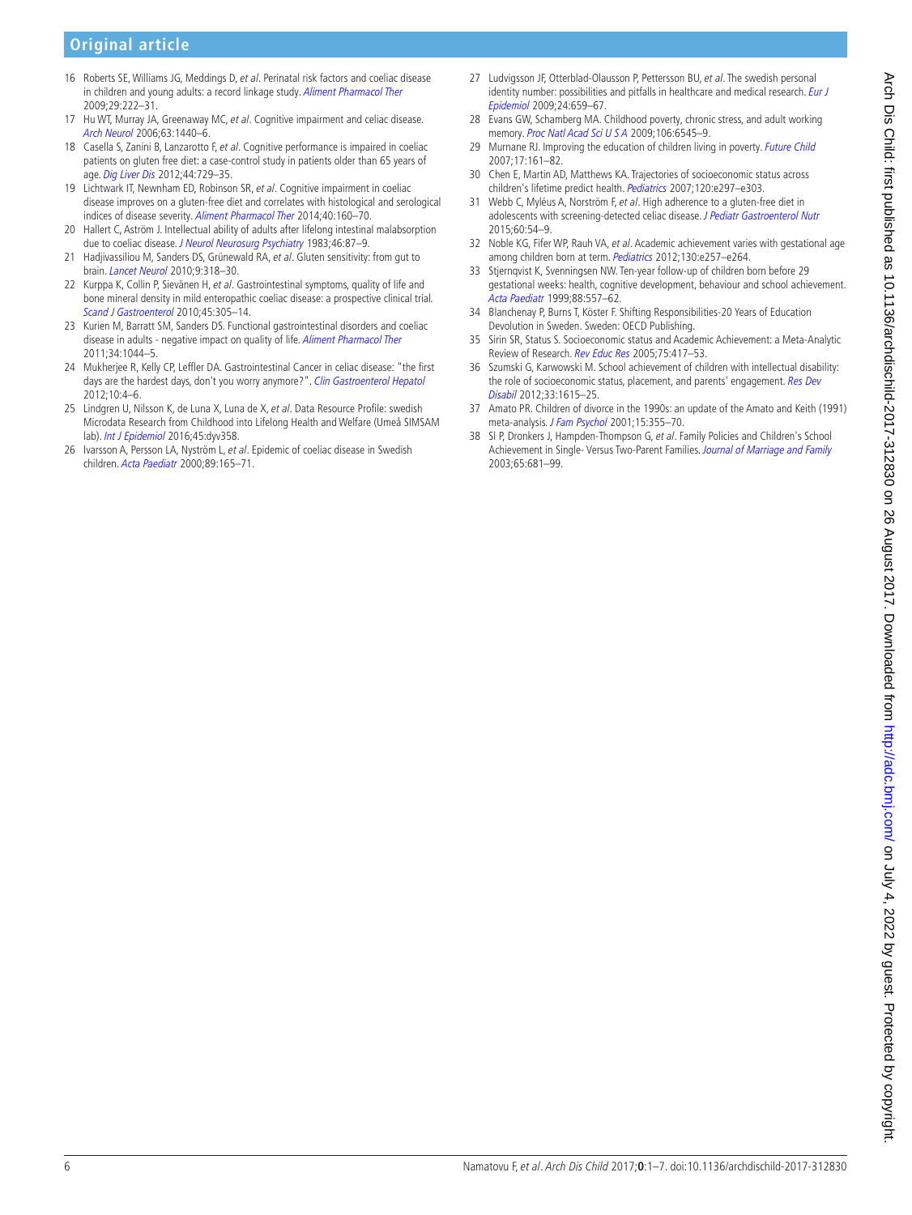16 Roberts SE, Williams JG, Meddings D, *et al*. Perinatal risk factors and coeliac disease in children and young adults: a record linkage study. *Aliment Pharmacol Ther* 2009;29:222–31.

17 Hu WT, Murray JA, Greenaway MC, *et al*. Cognitive impairment and celiac disease. *Arch Neurol* 2006;63:1440–6.

18 Casella S, Zanini B, Lanzarotto F, *et al*. Cognitive performance is impaired in coeliac patients on gluten free diet: a case-control study in patients older than 65 years of age. *Dig Liver Dis* 2012;44:729–35.

19 Lichtwark IT, Newnham ED, Robinson SR, *et al*. Cognitive impairment in coeliac disease improves on a gluten-free diet and correlates with histological and serological indices of disease severity. *Aliment Pharmacol Ther* 2014;40:160–70.

20 Hallert C, Aström J. Intellectual ability of adults after lifelong intestinal malabsorption due to coeliac disease. *J Neurol Neurosurg Psychiatry* 1983;46:87–9.

21 Hadjivassiliou M, Sanders DS, Grünewald RA, *et al*. Gluten sensitivity: from gut to brain. *Lancet Neurol* 2010;9:318–30.

22 Kurppa K, Collin P, Sievänen H, *et al*. Gastrointestinal symptoms, quality of life and bone mineral density in mild enteropathic coeliac disease: a prospective clinical trial. *Scand J Gastroenterol* 2010;45:305–14.

23 Kurien M, Barratt SM, Sanders DS. Functional gastrointestinal disorders and coeliac disease in adults - negative impact on quality of life. *Aliment Pharmacol Ther* 2011;34:1044–5.

24 Mukherjee R, Kelly CP, Leffler DA. Gastrointestinal Cancer in celiac disease: "the first days are the hardest days, don't you worry anymore?". *Clin Gastroenterol Hepatol* 2012;10:4–6.

25 Lindgren U, Nilsson K, de Luna X, Luna de X, *et al*. Data Resource Profile: swedish Microdata Research from Childhood into Lifelong Health and Welfare (Umeå SIMSAM lab). *Int J Epidemiol* 2016;45:dyv358.

26 Ivarsson A, Persson LA, Nyström L, *et al*. Epidemic of coeliac disease in Swedish children. *Acta Paediatr* 2000;89:165–71.

27 Ludvigsson JF, Otterblad-Olausson P, Pettersson BU, *et al*. The swedish personal identity number: possibilities and pitfalls in healthcare and medical research. *Eur J Epidemiol* 2009;24:659–67.

28 Evans GW, Schamberg MA. Childhood poverty, chronic stress, and adult working memory. *Proc Natl Acad Sci U S A* 2009;106:6545–9.

29 Murnane RJ. Improving the education of children living in poverty. *Future Child* 2007;17:161–82.

30 Chen E, Martin AD, Matthews KA. Trajectories of socioeconomic status across children's lifetime predict health. *Pediatrics* 2007;120:e297–e303.

31 Webb C, Myléus A, Norström F, *et al*. High adherence to a gluten-free diet in adolescents with screening-detected celiac disease. *J Pediatr Gastroenterol Nutr* 2015;60:54–9.

32 Noble KG, Fifer WP, Rauh VA, *et al*. Academic achievement varies with gestational age among children born at term. *Pediatrics* 2012;130:e257–e264.

33 Stjernqvist K, Svenningsen NW. Ten-year follow-up of children born before 29 gestational weeks: health, cognitive development, behaviour and school achievement. *Acta Paediatr* 1999;88:557–62.

34 Blanchenay P, Burns T, Köster F. Shifting Responsibilities-20 Years of Education Devolution in Sweden. Sweden: OECD Publishing.

35 Sirin SR, Status S. Socioeconomic status and Academic Achievement: a Meta-Analytic Review of Research. *Rev Educ Res* 2005;75:417–53.

36 Szumski G, Karwowski M. School achievement of children with intellectual disability: the role of socioeconomic status, placement, and parents' engagement. *Res Dev Disabil* 2012;33:1615–25.

37 Amato PR. Children of divorce in the 1990s: an update of the Amato and Keith (1991) meta-analysis. *J Fam Psychol* 2001;15:355–70.

38 Sl P, Dronkers J, Hampden-Thompson G, *et al*. Family Policies and Children's School Achievement in Single- Versus Two-Parent Families. *Journal of Marriage and Family* 2003;65:681–99.